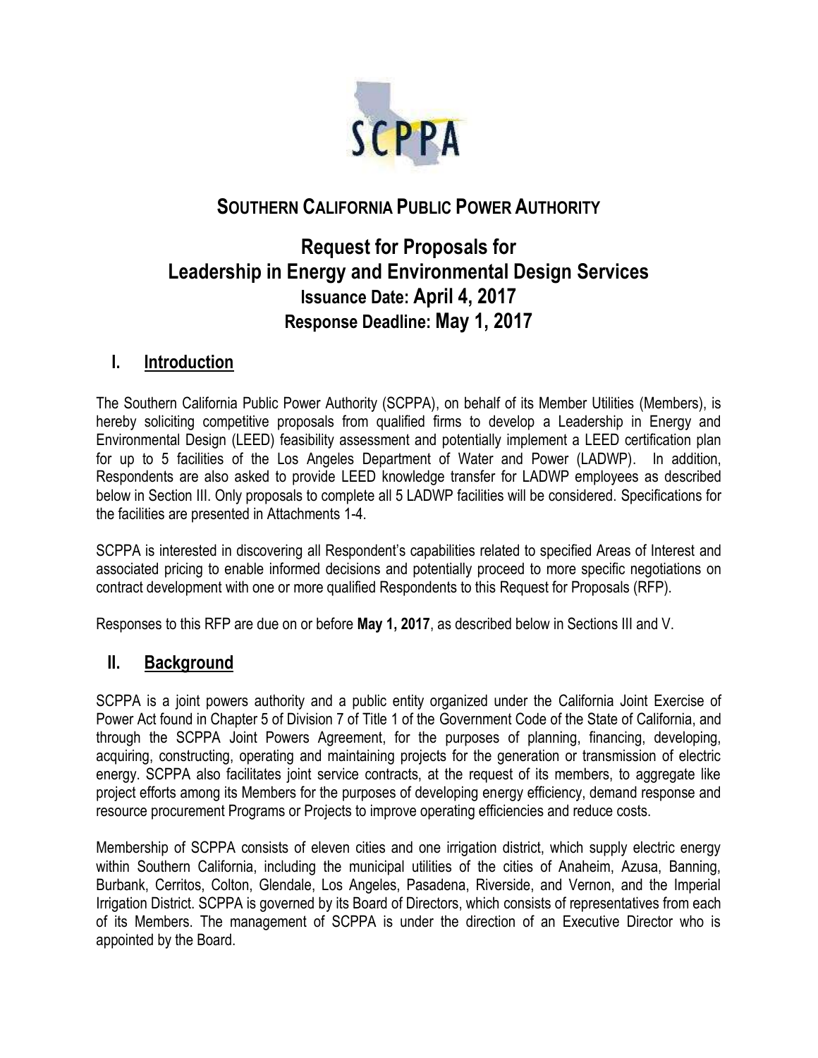SCPPA

# SOUTHERN CALIFORNIA PUBLIC POWER AUTHORITY

# Request for Proposals for Leadership in Energy and Environmental Design Services

**Issuance Date: April 4, 2017**

**Response Deadline: May 1, 2017**

## I. Introduction

The Southern California Public Power Authority (SCPPA), on behalf of its Member Utilities (Members), is hereby soliciting competitive proposals from qualified firms to develop a Leadership in Energy and Environmental Design (LEED) feasibility assessment and potentially implement a LEED certification plan for up to 5 facilities of the Los Angeles Department of Water and Power (LADWP). In addition, Respondents are also asked to provide LEED knowledge transfer for LADWP employees as described below in Section III. Only proposals to complete all 5 LADWP facilities will be considered. Specifications for the facilities are presented in Attachments 1-4.

SCPPA is interested in discovering all Respondent's capabilities related to specified Areas of Interest and associated pricing to enable informed decisions and potentially proceed to more specific negotiations on contract development with one or more qualified Respondents to this Request for Proposals (RFP).

Responses to this RFP are due on or before **May 1, 2017**, as described below in Sections III and V.

## II. Background

SCPPA is a joint powers authority and a public entity organized under the California Joint Exercise of Power Act found in Chapter 5 of Division 7 of Title 1 of the Government Code of the State of California, and through the SCPPA Joint Powers Agreement, for the purposes of planning, financing, developing, acquiring, constructing, operating and maintaining projects for the generation or transmission of electric energy. SCPPA also facilitates joint service contracts, at the request of its members, to aggregate like project efforts among its Members for the purposes of developing energy efficiency, demand response and resource procurement Programs or Projects to improve operating efficiencies and reduce costs.

Membership of SCPPA consists of eleven cities and one irrigation district, which supply electric energy within Southern California, including the municipal utilities of the cities of Anaheim, Azusa, Banning, Burbank, Cerritos, Colton, Glendale, Los Angeles, Pasadena, Riverside, and Vernon, and the Imperial Irrigation District. SCPPA is governed by its Board of Directors, which consists of representatives from each of its Members. The management of SCPPA is under the direction of an Executive Director who is appointed by the Board.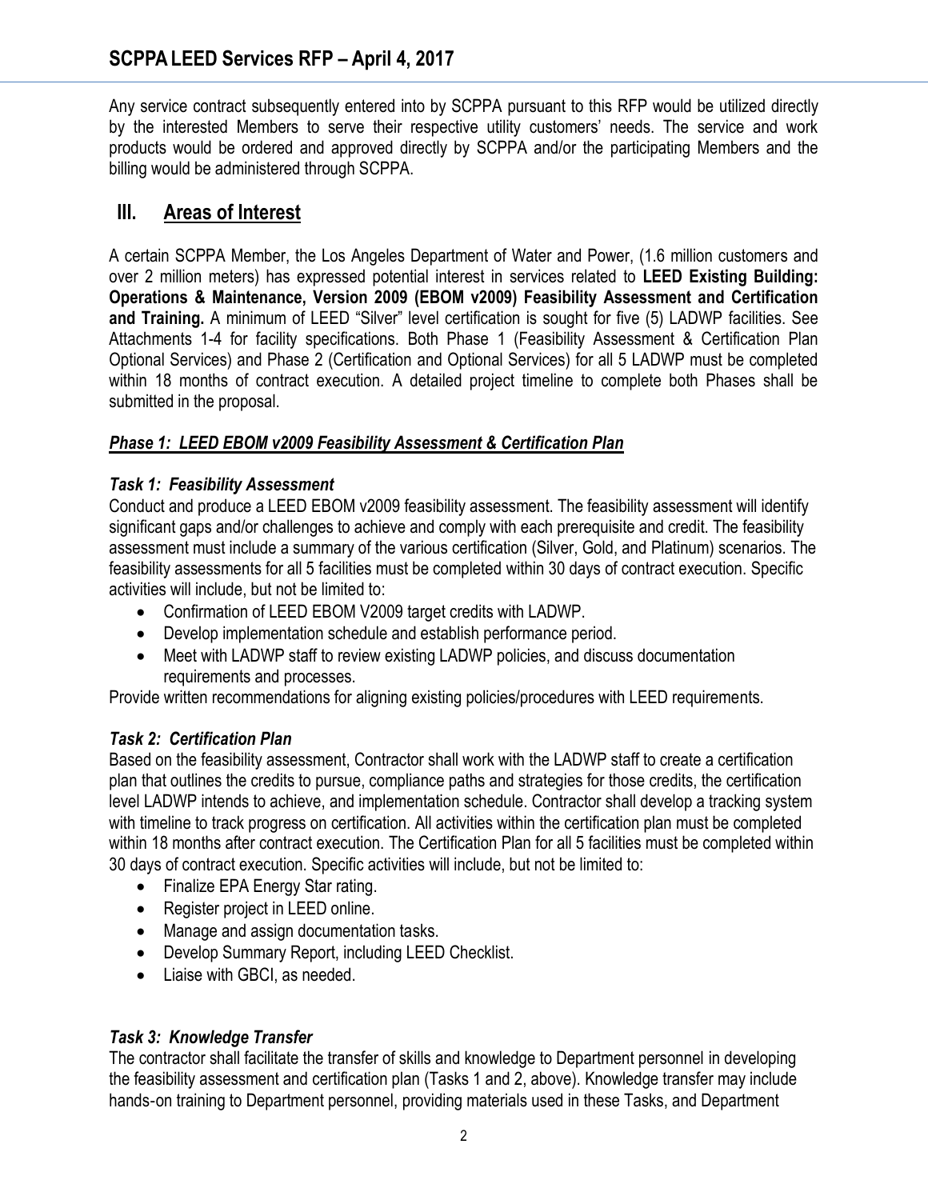Any service contract subsequently entered into by SCPPA pursuant to this RFP would be utilized directly by the interested Members to serve their respective utility customers' needs. The service and work products would be ordered and approved directly by SCPPA and/or the participating Members and the billing would be administered through SCPPA.

## III. Areas of Interest

A certain SCPPA Member, the Los Angeles Department of Water and Power, (1.6 million customers and over 2 million meters) has expressed potential interest in services related to **LEED Existing Building: Operations & Maintenance, Version 2009 (EBOM v2009) Feasibility Assessment and Certification and Training.** A minimum of LEED "Silver" level certification is sought for five (5) LADWP facilities. See Attachments 1-4 for facility specifications. Both Phase 1 (Feasibility Assessment & Certification Plan Optional Services) and Phase 2 (Certification and Optional Services) for all 5 LADWP must be completed within 18 months of contract execution. A detailed project timeline to complete both Phases shall be submitted in the proposal.

### ***Phase 1: LEED EBOM v2009 Feasibility Assessment & Certification Plan***

#### *Task 1: Feasibility Assessment*

Conduct and produce a LEED EBOM v2009 feasibility assessment. The feasibility assessment will identify significant gaps and/or challenges to achieve and comply with each prerequisite and credit. The feasibility assessment must include a summary of the various certification (Silver, Gold, and Platinum) scenarios. The feasibility assessments for all 5 facilities must be completed within 30 days of contract execution. Specific activities will include, but not be limited to:

- Confirmation of LEED EBOM V2009 target credits with LADWP.
- Develop implementation schedule and establish performance period.
- Meet with LADWP staff to review existing LADWP policies, and discuss documentation requirements and processes.

Provide written recommendations for aligning existing policies/procedures with LEED requirements.

#### *Task 2: Certification Plan*

Based on the feasibility assessment, Contractor shall work with the LADWP staff to create a certification plan that outlines the credits to pursue, compliance paths and strategies for those credits, the certification level LADWP intends to achieve, and implementation schedule. Contractor shall develop a tracking system with timeline to track progress on certification. All activities within the certification plan must be completed within 18 months after contract execution. The Certification Plan for all 5 facilities must be completed within 30 days of contract execution. Specific activities will include, but not be limited to:

- Finalize EPA Energy Star rating.
- Register project in LEED online.
- Manage and assign documentation tasks.
- Develop Summary Report, including LEED Checklist.
- Liaise with GBCI, as needed.

#### *Task 3: Knowledge Transfer*

The contractor shall facilitate the transfer of skills and knowledge to Department personnel in developing the feasibility assessment and certification plan (Tasks 1 and 2, above). Knowledge transfer may include hands-on training to Department personnel, providing materials used in these Tasks, and Department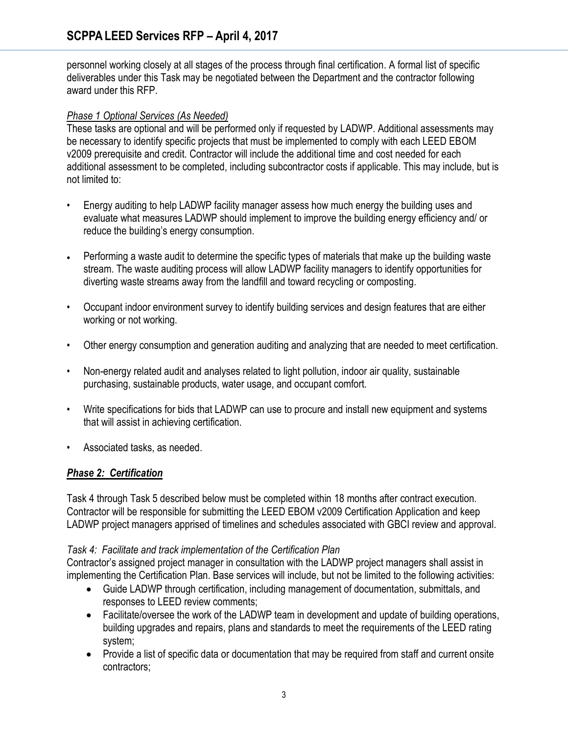personnel working closely at all stages of the process through final certification. A formal list of specific deliverables under this Task may be negotiated between the Department and the contractor following award under this RFP.

*Phase 1 Optional Services (As Needed)*

These tasks are optional and will be performed only if requested by LADWP. Additional assessments may be necessary to identify specific projects that must be implemented to comply with each LEED EBOM v2009 prerequisite and credit. Contractor will include the additional time and cost needed for each additional assessment to be completed, including subcontractor costs if applicable. This may include, but is not limited to:

- Energy auditing to help LADWP facility manager assess how much energy the building uses and evaluate what measures LADWP should implement to improve the building energy efficiency and/ or reduce the building's energy consumption.
- Performing a waste audit to determine the specific types of materials that make up the building waste stream. The waste auditing process will allow LADWP facility managers to identify opportunities for diverting waste streams away from the landfill and toward recycling or composting.
- Occupant indoor environment survey to identify building services and design features that are either working or not working.
- Other energy consumption and generation auditing and analyzing that are needed to meet certification.
- Non-energy related audit and analyses related to light pollution, indoor air quality, sustainable purchasing, sustainable products, water usage, and occupant comfort.
- Write specifications for bids that LADWP can use to procure and install new equipment and systems that will assist in achieving certification.
- Associated tasks, as needed.

***Phase 2: Certification***

Task 4 through Task 5 described below must be completed within 18 months after contract execution. Contractor will be responsible for submitting the LEED EBOM v2009 Certification Application and keep LADWP project managers apprised of timelines and schedules associated with GBCI review and approval.

*Task 4: Facilitate and track implementation of the Certification Plan*

Contractor's assigned project manager in consultation with the LADWP project managers shall assist in implementing the Certification Plan. Base services will include, but not be limited to the following activities:

- Guide LADWP through certification, including management of documentation, submittals, and responses to LEED review comments;
- Facilitate/oversee the work of the LADWP team in development and update of building operations, building upgrades and repairs, plans and standards to meet the requirements of the LEED rating system;
- Provide a list of specific data or documentation that may be required from staff and current onsite contractors;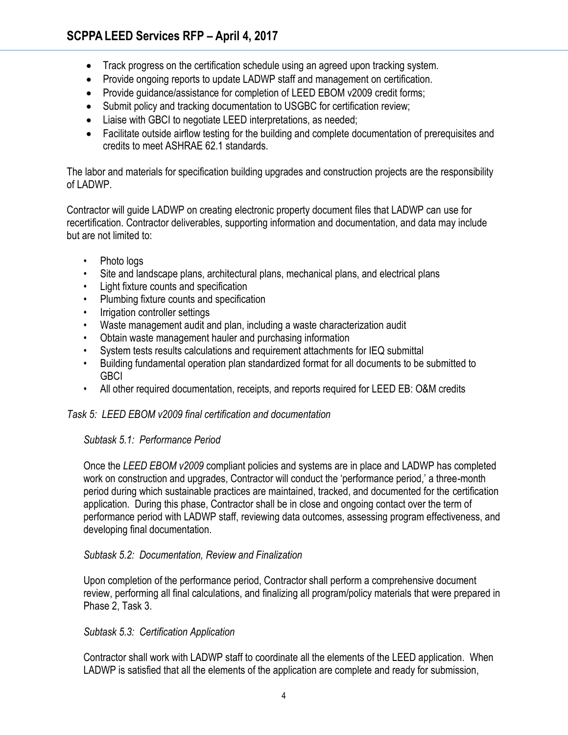- Track progress on the certification schedule using an agreed upon tracking system.
- Provide ongoing reports to update LADWP staff and management on certification.
- Provide guidance/assistance for completion of LEED EBOM v2009 credit forms;
- Submit policy and tracking documentation to USGBC for certification review;
- Liaise with GBCI to negotiate LEED interpretations, as needed;
- Facilitate outside airflow testing for the building and complete documentation of prerequisites and credits to meet ASHRAE 62.1 standards.

The labor and materials for specification building upgrades and construction projects are the responsibility of LADWP.

Contractor will guide LADWP on creating electronic property document files that LADWP can use for recertification. Contractor deliverables, supporting information and documentation, and data may include but are not limited to:

- Photo logs
- Site and landscape plans, architectural plans, mechanical plans, and electrical plans
- Light fixture counts and specification
- Plumbing fixture counts and specification
- Irrigation controller settings
- Waste management audit and plan, including a waste characterization audit
- Obtain waste management hauler and purchasing information
- System tests results calculations and requirement attachments for IEQ submittal
- Building fundamental operation plan standardized format for all documents to be submitted to GBCI
- All other required documentation, receipts, and reports required for LEED EB: O&M credits

*Task 5: LEED EBOM v2009 final certification and documentation*

*Subtask 5.1: Performance Period*

Once the *LEED EBOM v2009* compliant policies and systems are in place and LADWP has completed work on construction and upgrades, Contractor will conduct the 'performance period,' a three-month period during which sustainable practices are maintained, tracked, and documented for the certification application. During this phase, Contractor shall be in close and ongoing contact over the term of performance period with LADWP staff, reviewing data outcomes, assessing program effectiveness, and developing final documentation.

*Subtask 5.2: Documentation, Review and Finalization*

Upon completion of the performance period, Contractor shall perform a comprehensive document review, performing all final calculations, and finalizing all program/policy materials that were prepared in Phase 2, Task 3.

*Subtask 5.3: Certification Application*

Contractor shall work with LADWP staff to coordinate all the elements of the LEED application. When LADWP is satisfied that all the elements of the application are complete and ready for submission,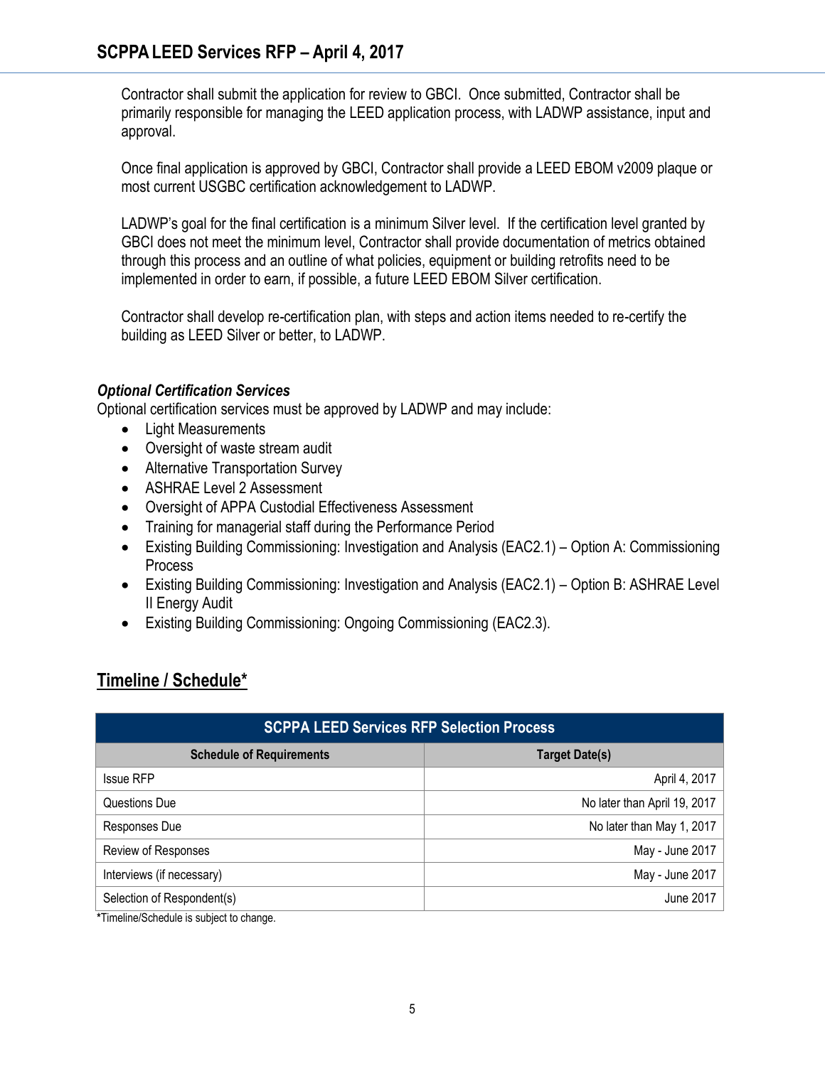Contractor shall submit the application for review to GBCI. Once submitted, Contractor shall be primarily responsible for managing the LEED application process, with LADWP assistance, input and approval.

Once final application is approved by GBCI, Contractor shall provide a LEED EBOM v2009 plaque or most current USGBC certification acknowledgement to LADWP.

LADWP's goal for the final certification is a minimum Silver level. If the certification level granted by GBCI does not meet the minimum level, Contractor shall provide documentation of metrics obtained through this process and an outline of what policies, equipment or building retrofits need to be implemented in order to earn, if possible, a future LEED EBOM Silver certification.

Contractor shall develop re-certification plan, with steps and action items needed to re-certify the building as LEED Silver or better, to LADWP.

***Optional Certification Services***

Optional certification services must be approved by LADWP and may include:

- Light Measurements
- Oversight of waste stream audit
- Alternative Transportation Survey
- ASHRAE Level 2 Assessment
- Oversight of APPA Custodial Effectiveness Assessment
- Training for managerial staff during the Performance Period
- Existing Building Commissioning: Investigation and Analysis (EAC2.1) – Option A: Commissioning Process
- Existing Building Commissioning: Investigation and Analysis (EAC2.1) – Option B: ASHRAE Level II Energy Audit
- Existing Building Commissioning: Ongoing Commissioning (EAC2.3).

## Timeline / Schedule*

| SCPPA LEED Services RFP Selection Process | |
|---|---|
| **Schedule of Requirements** | **Target Date(s)** |
| Issue RFP | April 4, 2017 |
| Questions Due | No later than April 19, 2017 |
| Responses Due | No later than May 1, 2017 |
| Review of Responses | May - June 2017 |
| Interviews (if necessary) | May - June 2017 |
| Selection of Respondent(s) | June 2017 |

*Timeline/Schedule is subject to change.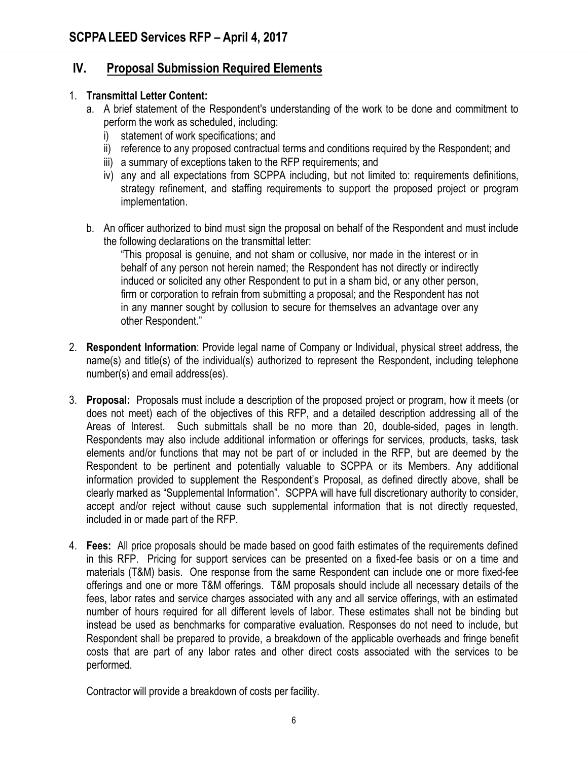## IV. Proposal Submission Required Elements

1. **Transmittal Letter Content:**
   a. A brief statement of the Respondent's understanding of the work to be done and commitment to perform the work as scheduled, including:
      i) statement of work specifications; and
      ii) reference to any proposed contractual terms and conditions required by the Respondent; and
      iii) a summary of exceptions taken to the RFP requirements; and
      iv) any and all expectations from SCPPA including, but not limited to: requirements definitions, strategy refinement, and staffing requirements to support the proposed project or program implementation.

   b. An officer authorized to bind must sign the proposal on behalf of the Respondent and must include the following declarations on the transmittal letter:

      "This proposal is genuine, and not sham or collusive, nor made in the interest or in behalf of any person not herein named; the Respondent has not directly or indirectly induced or solicited any other Respondent to put in a sham bid, or any other person, firm or corporation to refrain from submitting a proposal; and the Respondent has not in any manner sought by collusion to secure for themselves an advantage over any other Respondent."

2. **Respondent Information**: Provide legal name of Company or Individual, physical street address, the name(s) and title(s) of the individual(s) authorized to represent the Respondent, including telephone number(s) and email address(es).

3. **Proposal:** Proposals must include a description of the proposed project or program, how it meets (or does not meet) each of the objectives of this RFP, and a detailed description addressing all of the Areas of Interest. Such submittals shall be no more than 20, double-sided, pages in length. Respondents may also include additional information or offerings for services, products, tasks, task elements and/or functions that may not be part of or included in the RFP, but are deemed by the Respondent to be pertinent and potentially valuable to SCPPA or its Members. Any additional information provided to supplement the Respondent's Proposal, as defined directly above, shall be clearly marked as "Supplemental Information". SCPPA will have full discretionary authority to consider, accept and/or reject without cause such supplemental information that is not directly requested, included in or made part of the RFP.

4. **Fees:** All price proposals should be made based on good faith estimates of the requirements defined in this RFP. Pricing for support services can be presented on a fixed-fee basis or on a time and materials (T&M) basis. One response from the same Respondent can include one or more fixed-fee offerings and one or more T&M offerings. T&M proposals should include all necessary details of the fees, labor rates and service charges associated with any and all service offerings, with an estimated number of hours required for all different levels of labor. These estimates shall not be binding but instead be used as benchmarks for comparative evaluation. Responses do not need to include, but Respondent shall be prepared to provide, a breakdown of the applicable overheads and fringe benefit costs that are part of any labor rates and other direct costs associated with the services to be performed.

   Contractor will provide a breakdown of costs per facility.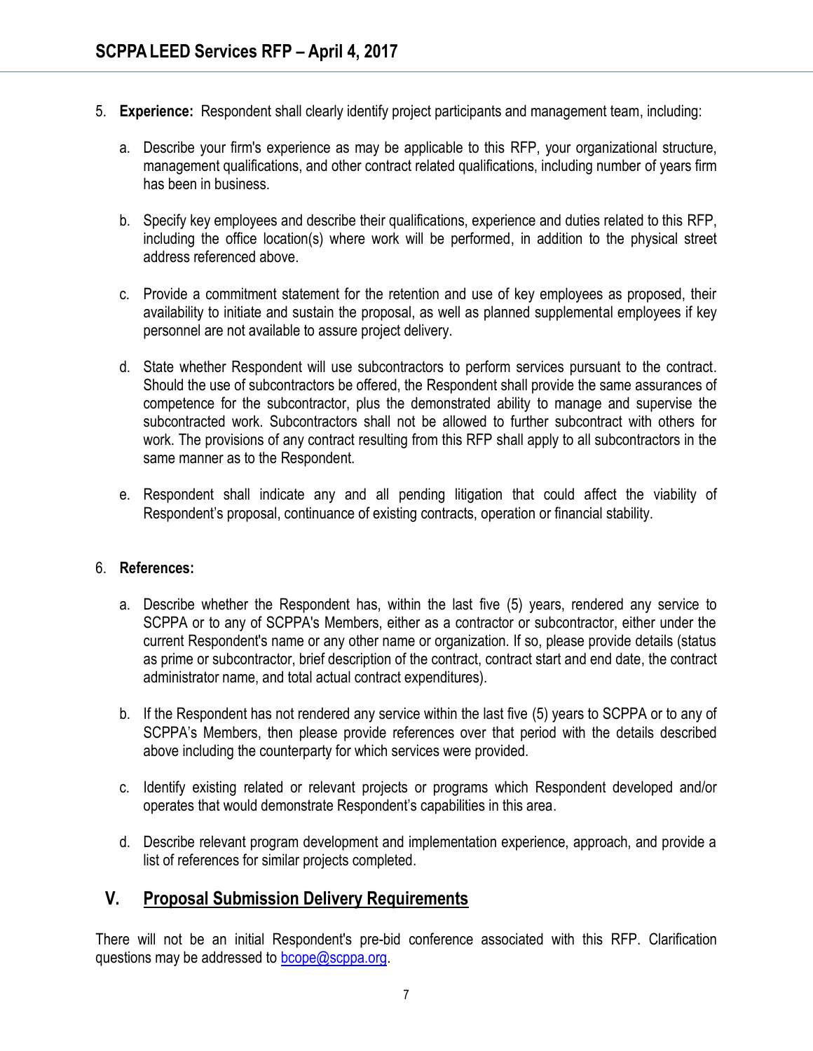5. **Experience:** Respondent shall clearly identify project participants and management team, including:

   a. Describe your firm's experience as may be applicable to this RFP, your organizational structure, management qualifications, and other contract related qualifications, including number of years firm has been in business.

   b. Specify key employees and describe their qualifications, experience and duties related to this RFP, including the office location(s) where work will be performed, in addition to the physical street address referenced above.

   c. Provide a commitment statement for the retention and use of key employees as proposed, their availability to initiate and sustain the proposal, as well as planned supplemental employees if key personnel are not available to assure project delivery.

   d. State whether Respondent will use subcontractors to perform services pursuant to the contract. Should the use of subcontractors be offered, the Respondent shall provide the same assurances of competence for the subcontractor, plus the demonstrated ability to manage and supervise the subcontracted work. Subcontractors shall not be allowed to further subcontract with others for work. The provisions of any contract resulting from this RFP shall apply to all subcontractors in the same manner as to the Respondent.

   e. Respondent shall indicate any and all pending litigation that could affect the viability of Respondent's proposal, continuance of existing contracts, operation or financial stability.

6. **References:**

   a. Describe whether the Respondent has, within the last five (5) years, rendered any service to SCPPA or to any of SCPPA's Members, either as a contractor or subcontractor, either under the current Respondent's name or any other name or organization. If so, please provide details (status as prime or subcontractor, brief description of the contract, contract start and end date, the contract administrator name, and total actual contract expenditures).

   b. If the Respondent has not rendered any service within the last five (5) years to SCPPA or to any of SCPPA's Members, then please provide references over that period with the details described above including the counterparty for which services were provided.

   c. Identify existing related or relevant projects or programs which Respondent developed and/or operates that would demonstrate Respondent's capabilities in this area.

   d. Describe relevant program development and implementation experience, approach, and provide a list of references for similar projects completed.

## V. Proposal Submission Delivery Requirements

There will not be an initial Respondent's pre-bid conference associated with this RFP. Clarification questions may be addressed to bcope@scppa.org.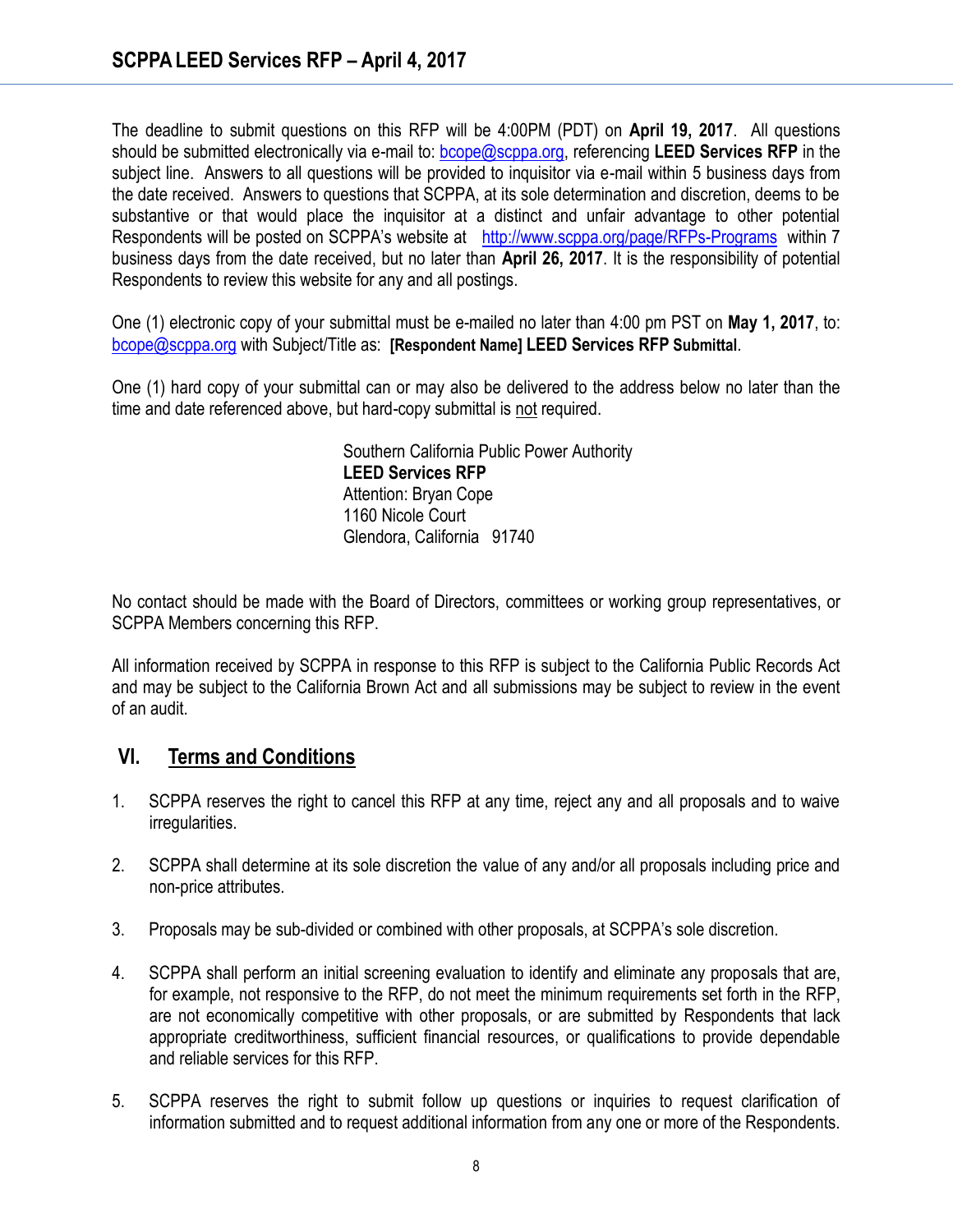The deadline to submit questions on this RFP will be 4:00PM (PDT) on **April 19, 2017**. All questions should be submitted electronically via e-mail to: bcope@scppa.org, referencing **LEED Services RFP** in the subject line. Answers to all questions will be provided to inquisitor via e-mail within 5 business days from the date received. Answers to questions that SCPPA, at its sole determination and discretion, deems to be substantive or that would place the inquisitor at a distinct and unfair advantage to other potential Respondents will be posted on SCPPA's website at http://www.scppa.org/page/RFPs-Programs within 7 business days from the date received, but no later than **April 26, 2017**. It is the responsibility of potential Respondents to review this website for any and all postings.

One (1) electronic copy of your submittal must be e-mailed no later than 4:00 pm PST on **May 1, 2017**, to: bcope@scppa.org with Subject/Title as: **[Respondent Name] LEED Services RFP Submittal**.

One (1) hard copy of your submittal can or may also be delivered to the address below no later than the time and date referenced above, but hard-copy submittal is not required.

Southern California Public Power Authority
**LEED Services RFP**
Attention: Bryan Cope
1160 Nicole Court
Glendora, California 91740

No contact should be made with the Board of Directors, committees or working group representatives, or SCPPA Members concerning this RFP.

All information received by SCPPA in response to this RFP is subject to the California Public Records Act and may be subject to the California Brown Act and all submissions may be subject to review in the event of an audit.

## VI. Terms and Conditions

1. SCPPA reserves the right to cancel this RFP at any time, reject any and all proposals and to waive irregularities.

2. SCPPA shall determine at its sole discretion the value of any and/or all proposals including price and non-price attributes.

3. Proposals may be sub-divided or combined with other proposals, at SCPPA's sole discretion.

4. SCPPA shall perform an initial screening evaluation to identify and eliminate any proposals that are, for example, not responsive to the RFP, do not meet the minimum requirements set forth in the RFP, are not economically competitive with other proposals, or are submitted by Respondents that lack appropriate creditworthiness, sufficient financial resources, or qualifications to provide dependable and reliable services for this RFP.

5. SCPPA reserves the right to submit follow up questions or inquiries to request clarification of information submitted and to request additional information from any one or more of the Respondents.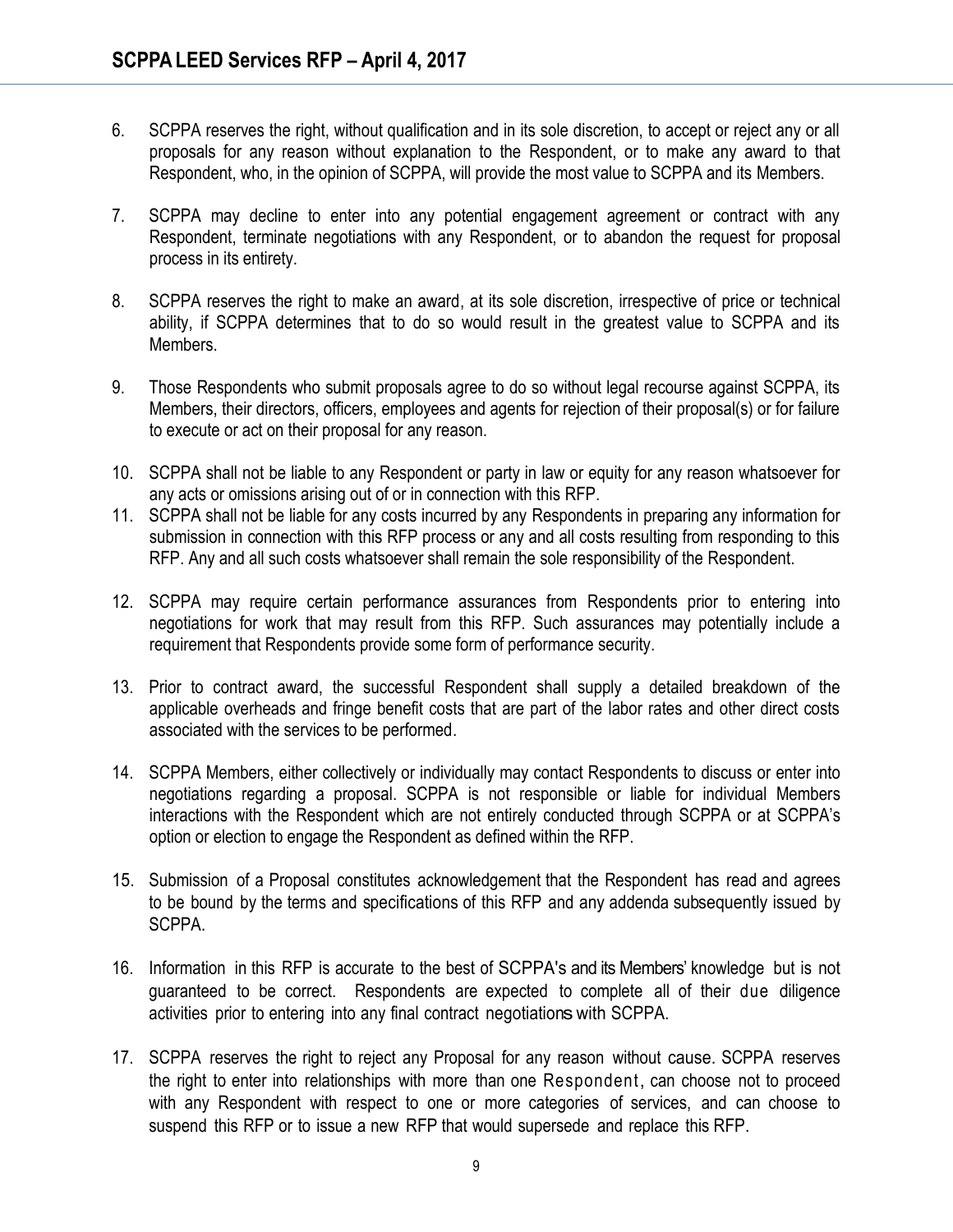6. SCPPA reserves the right, without qualification and in its sole discretion, to accept or reject any or all proposals for any reason without explanation to the Respondent, or to make any award to that Respondent, who, in the opinion of SCPPA, will provide the most value to SCPPA and its Members.

7. SCPPA may decline to enter into any potential engagement agreement or contract with any Respondent, terminate negotiations with any Respondent, or to abandon the request for proposal process in its entirety.

8. SCPPA reserves the right to make an award, at its sole discretion, irrespective of price or technical ability, if SCPPA determines that to do so would result in the greatest value to SCPPA and its Members.

9. Those Respondents who submit proposals agree to do so without legal recourse against SCPPA, its Members, their directors, officers, employees and agents for rejection of their proposal(s) or for failure to execute or act on their proposal for any reason.

10. SCPPA shall not be liable to any Respondent or party in law or equity for any reason whatsoever for any acts or omissions arising out of or in connection with this RFP.

11. SCPPA shall not be liable for any costs incurred by any Respondents in preparing any information for submission in connection with this RFP process or any and all costs resulting from responding to this RFP. Any and all such costs whatsoever shall remain the sole responsibility of the Respondent.

12. SCPPA may require certain performance assurances from Respondents prior to entering into negotiations for work that may result from this RFP. Such assurances may potentially include a requirement that Respondents provide some form of performance security.

13. Prior to contract award, the successful Respondent shall supply a detailed breakdown of the applicable overheads and fringe benefit costs that are part of the labor rates and other direct costs associated with the services to be performed.

14. SCPPA Members, either collectively or individually may contact Respondents to discuss or enter into negotiations regarding a proposal. SCPPA is not responsible or liable for individual Members interactions with the Respondent which are not entirely conducted through SCPPA or at SCPPA's option or election to engage the Respondent as defined within the RFP.

15. Submission of a Proposal constitutes acknowledgement that the Respondent has read and agrees to be bound by the terms and specifications of this RFP and any addenda subsequently issued by SCPPA.

16. Information in this RFP is accurate to the best of SCPPA's and its Members' knowledge but is not guaranteed to be correct. Respondents are expected to complete all of their due diligence activities prior to entering into any final contract negotiations with SCPPA.

17. SCPPA reserves the right to reject any Proposal for any reason without cause. SCPPA reserves the right to enter into relationships with more than one Respondent, can choose not to proceed with any Respondent with respect to one or more categories of services, and can choose to suspend this RFP or to issue a new RFP that would supersede and replace this RFP.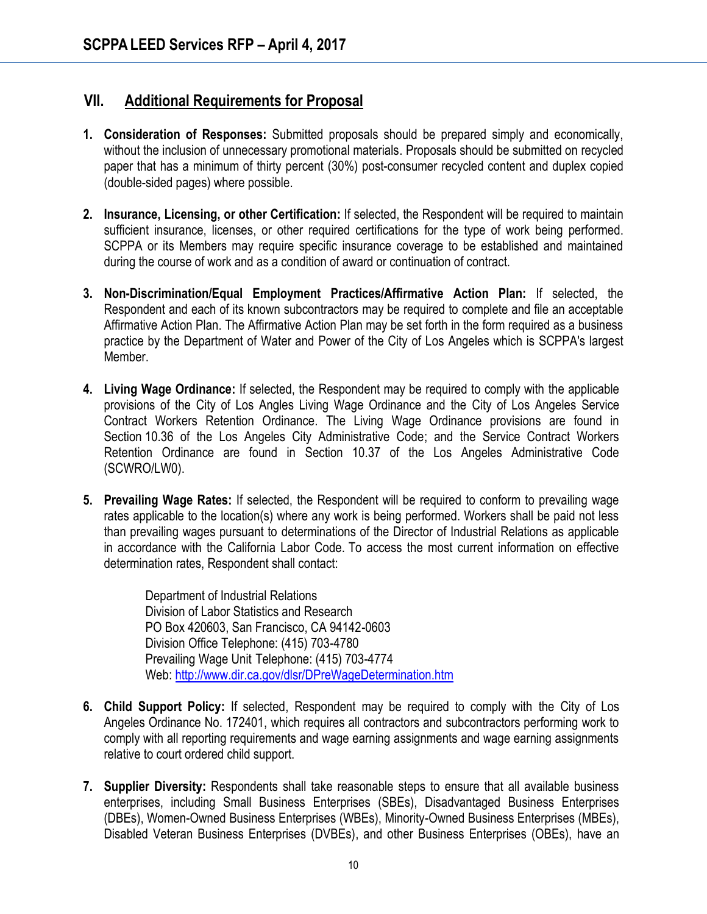## VII. Additional Requirements for Proposal

1. **Consideration of Responses:** Submitted proposals should be prepared simply and economically, without the inclusion of unnecessary promotional materials. Proposals should be submitted on recycled paper that has a minimum of thirty percent (30%) post-consumer recycled content and duplex copied (double-sided pages) where possible.

2. **Insurance, Licensing, or other Certification:** If selected, the Respondent will be required to maintain sufficient insurance, licenses, or other required certifications for the type of work being performed. SCPPA or its Members may require specific insurance coverage to be established and maintained during the course of work and as a condition of award or continuation of contract.

3. **Non-Discrimination/Equal Employment Practices/Affirmative Action Plan:** If selected, the Respondent and each of its known subcontractors may be required to complete and file an acceptable Affirmative Action Plan. The Affirmative Action Plan may be set forth in the form required as a business practice by the Department of Water and Power of the City of Los Angeles which is SCPPA's largest Member.

4. **Living Wage Ordinance:** If selected, the Respondent may be required to comply with the applicable provisions of the City of Los Angles Living Wage Ordinance and the City of Los Angeles Service Contract Workers Retention Ordinance. The Living Wage Ordinance provisions are found in Section 10.36 of the Los Angeles City Administrative Code; and the Service Contract Workers Retention Ordinance are found in Section 10.37 of the Los Angeles Administrative Code (SCWRO/LW0).

5. **Prevailing Wage Rates:** If selected, the Respondent will be required to conform to prevailing wage rates applicable to the location(s) where any work is being performed. Workers shall be paid not less than prevailing wages pursuant to determinations of the Director of Industrial Relations as applicable in accordance with the California Labor Code. To access the most current information on effective determination rates, Respondent shall contact:

   Department of Industrial Relations
   Division of Labor Statistics and Research
   PO Box 420603, San Francisco, CA 94142-0603
   Division Office Telephone: (415) 703-4780
   Prevailing Wage Unit Telephone: (415) 703-4774
   Web: http://www.dir.ca.gov/dlsr/DPreWageDetermination.htm

6. **Child Support Policy:** If selected, Respondent may be required to comply with the City of Los Angeles Ordinance No. 172401, which requires all contractors and subcontractors performing work to comply with all reporting requirements and wage earning assignments and wage earning assignments relative to court ordered child support.

7. **Supplier Diversity:** Respondents shall take reasonable steps to ensure that all available business enterprises, including Small Business Enterprises (SBEs), Disadvantaged Business Enterprises (DBEs), Women-Owned Business Enterprises (WBEs), Minority-Owned Business Enterprises (MBEs), Disabled Veteran Business Enterprises (DVBEs), and other Business Enterprises (OBEs), have an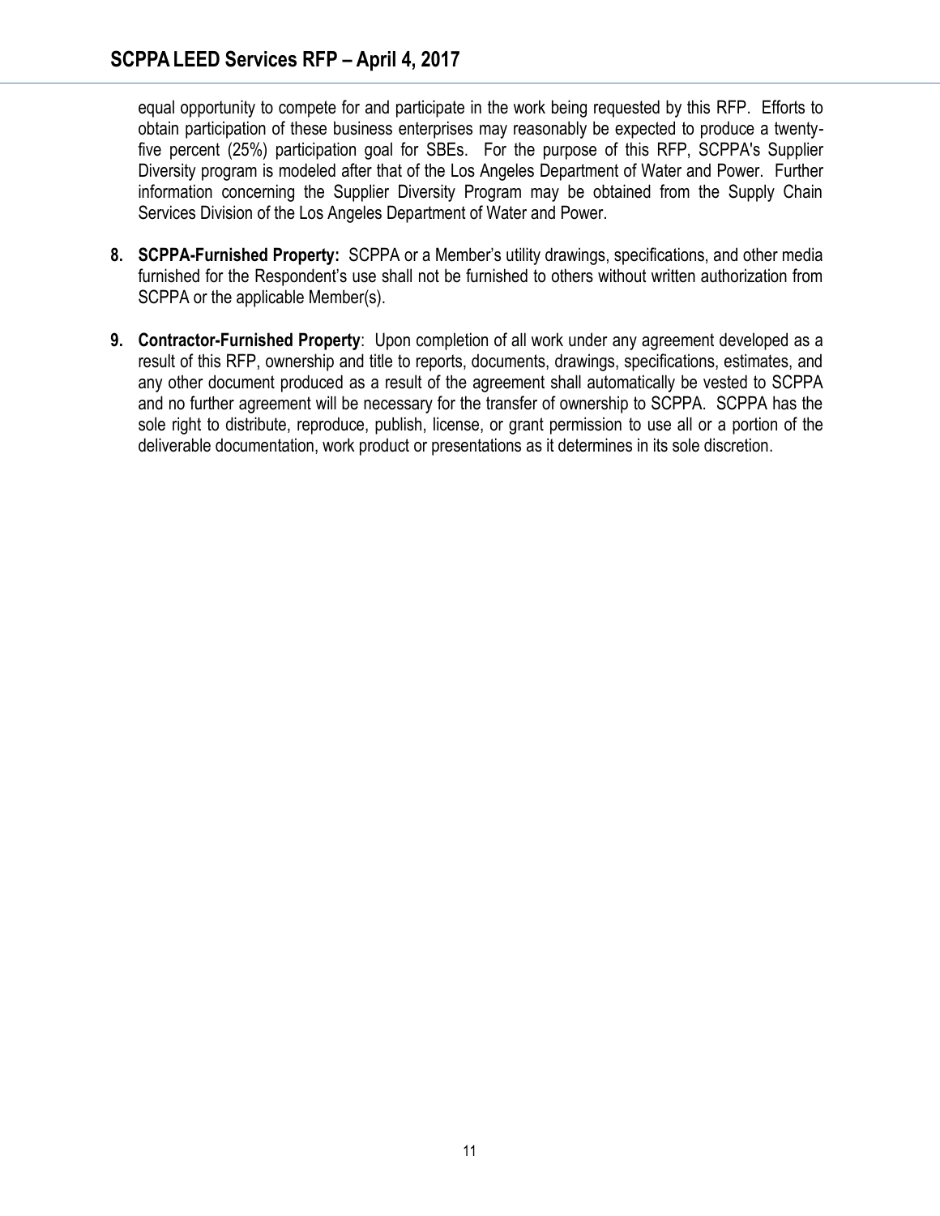equal opportunity to compete for and participate in the work being requested by this RFP. Efforts to obtain participation of these business enterprises may reasonably be expected to produce a twenty-five percent (25%) participation goal for SBEs. For the purpose of this RFP, SCPPA's Supplier Diversity program is modeled after that of the Los Angeles Department of Water and Power. Further information concerning the Supplier Diversity Program may be obtained from the Supply Chain Services Division of the Los Angeles Department of Water and Power.

8. **SCPPA-Furnished Property:** SCPPA or a Member's utility drawings, specifications, and other media furnished for the Respondent's use shall not be furnished to others without written authorization from SCPPA or the applicable Member(s).

9. **Contractor-Furnished Property**: Upon completion of all work under any agreement developed as a result of this RFP, ownership and title to reports, documents, drawings, specifications, estimates, and any other document produced as a result of the agreement shall automatically be vested to SCPPA and no further agreement will be necessary for the transfer of ownership to SCPPA. SCPPA has the sole right to distribute, reproduce, publish, license, or grant permission to use all or a portion of the deliverable documentation, work product or presentations as it determines in its sole discretion.